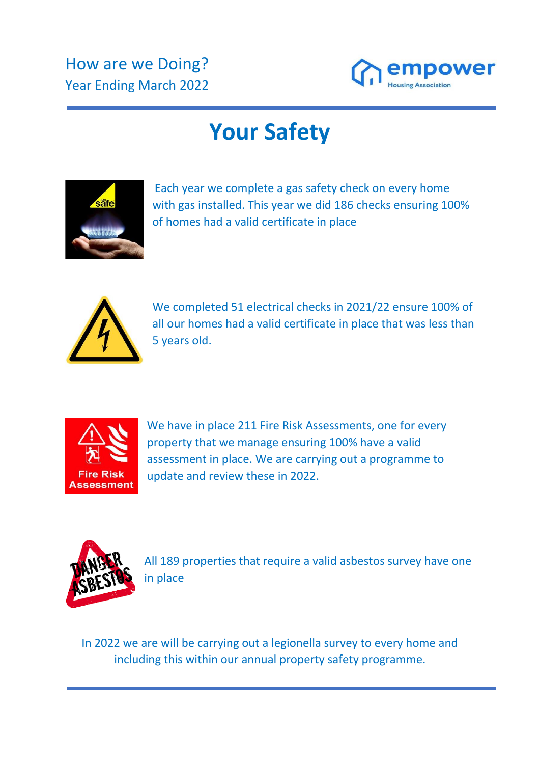How are we Doing?
Year Ending March 2022

# Your Safety

Each year we complete a gas safety check on every home with gas installed. This year we did 186 checks ensuring 100% of homes had a valid certificate in place

We completed 51 electrical checks in 2021/22 ensure 100% of all our homes had a valid certificate in place that was less than 5 years old.

We have in place 211 Fire Risk Assessments, one for every property that we manage ensuring 100% have a valid assessment in place. We are carrying out a programme to update and review these in 2022.

All 189 properties that require a valid asbestos survey have one in place

In 2022 we are will be carrying out a legionella survey to every home and including this within our annual property safety programme.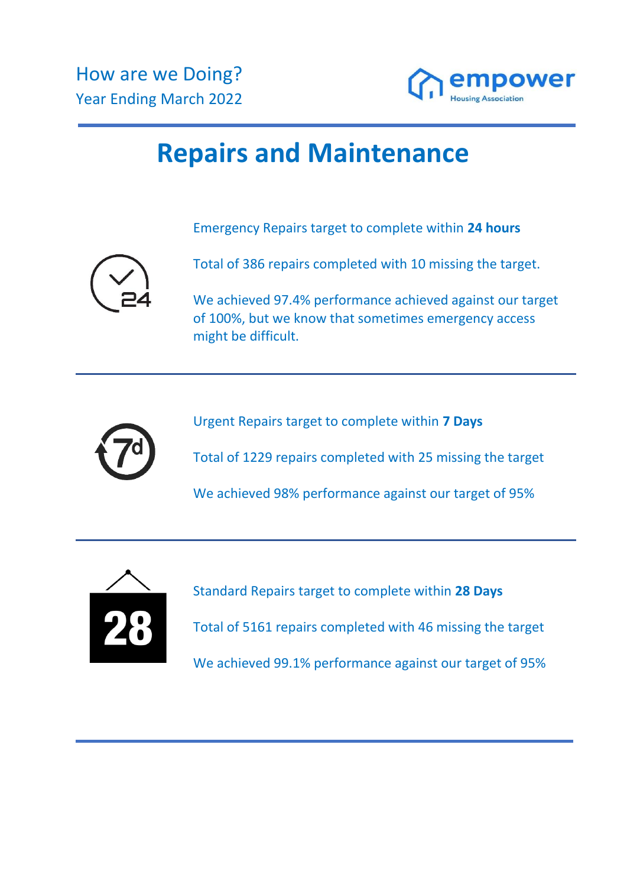How are we Doing?

Year Ending March 2022

# Repairs and Maintenance

Emergency Repairs target to complete within **24 hours**

Total of 386 repairs completed with 10 missing the target.

We achieved 97.4% performance achieved against our target of 100%, but we know that sometimes emergency access might be difficult.

---

Urgent Repairs target to complete within **7 Days**

Total of 1229 repairs completed with 25 missing the target

We achieved 98% performance against our target of 95%

---

Standard Repairs target to complete within **28 Days**

Total of 5161 repairs completed with 46 missing the target

We achieved 99.1% performance against our target of 95%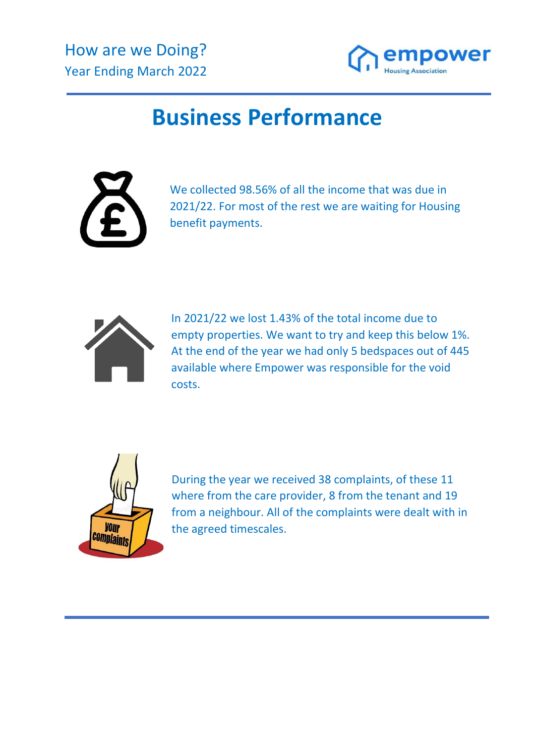How are we Doing?
Year Ending March 2022

# Business Performance

We collected 98.56% of all the income that was due in 2021/22. For most of the rest we are waiting for Housing benefit payments.

In 2021/22 we lost 1.43% of the total income due to empty properties. We want to try and keep this below 1%. At the end of the year we had only 5 bedspaces out of 445 available where Empower was responsible for the void costs.

During the year we received 38 complaints, of these 11 where from the care provider, 8 from the tenant and 19 from a neighbour. All of the complaints were dealt with in the agreed timescales.